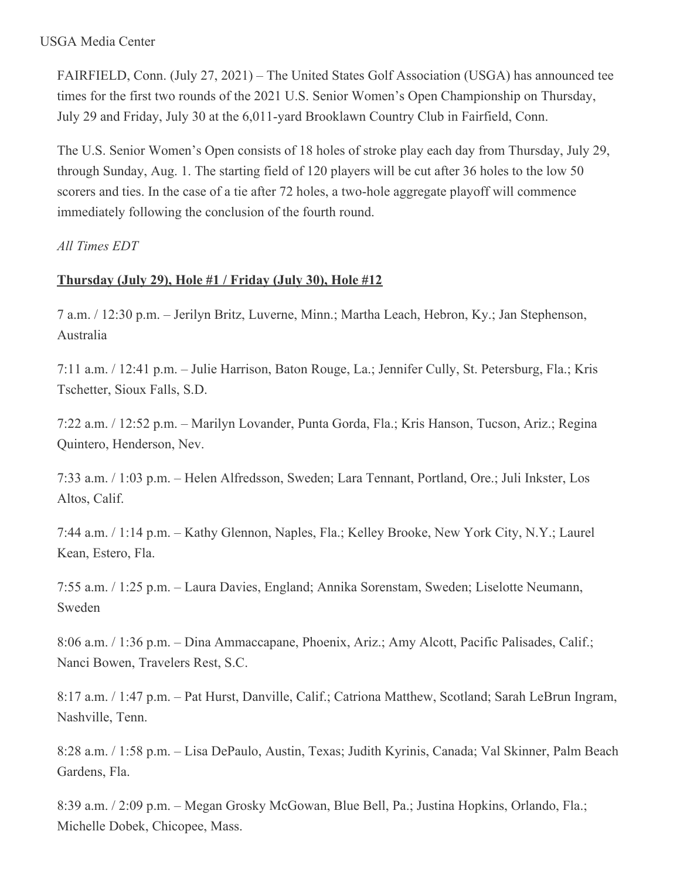USGA Media Center

FAIRFIELD, Conn. (July 27, 2021) – The United States Golf Association (USGA) has announced tee times for the first two rounds of the 2021 U.S. Senior Women's Open Championship on Thursday, July 29 and Friday, July 30 at the 6,011-yard Brooklawn Country Club in Fairfield, Conn.

The U.S. Senior Women's Open consists of 18 holes of stroke play each day from Thursday, July 29, through Sunday, Aug. 1. The starting field of 120 players will be cut after 36 holes to the low 50 scorers and ties. In the case of a tie after 72 holes, a two-hole aggregate playoff will commence immediately following the conclusion of the fourth round.

*All Times EDT*

**Thursday (July 29), Hole #1 / Friday (July 30), Hole #12**

7 a.m. / 12:30 p.m. – Jerilyn Britz, Luverne, Minn.; Martha Leach, Hebron, Ky.; Jan Stephenson, Australia

7:11 a.m. / 12:41 p.m. – Julie Harrison, Baton Rouge, La.; Jennifer Cully, St. Petersburg, Fla.; Kris Tschetter, Sioux Falls, S.D.

7:22 a.m. / 12:52 p.m. – Marilyn Lovander, Punta Gorda, Fla.; Kris Hanson, Tucson, Ariz.; Regina Quintero, Henderson, Nev.

7:33 a.m. / 1:03 p.m. – Helen Alfredsson, Sweden; Lara Tennant, Portland, Ore.; Juli Inkster, Los Altos, Calif.

7:44 a.m. / 1:14 p.m. – Kathy Glennon, Naples, Fla.; Kelley Brooke, New York City, N.Y.; Laurel Kean, Estero, Fla.

7:55 a.m. / 1:25 p.m. – Laura Davies, England; Annika Sorenstam, Sweden; Liselotte Neumann, Sweden

8:06 a.m. / 1:36 p.m. – Dina Ammaccapane, Phoenix, Ariz.; Amy Alcott, Pacific Palisades, Calif.; Nanci Bowen, Travelers Rest, S.C.

8:17 a.m. / 1:47 p.m. – Pat Hurst, Danville, Calif.; Catriona Matthew, Scotland; Sarah LeBrun Ingram, Nashville, Tenn.

8:28 a.m. / 1:58 p.m. – Lisa DePaulo, Austin, Texas; Judith Kyrinis, Canada; Val Skinner, Palm Beach Gardens, Fla.

8:39 a.m. / 2:09 p.m. – Megan Grosky McGowan, Blue Bell, Pa.; Justina Hopkins, Orlando, Fla.; Michelle Dobek, Chicopee, Mass.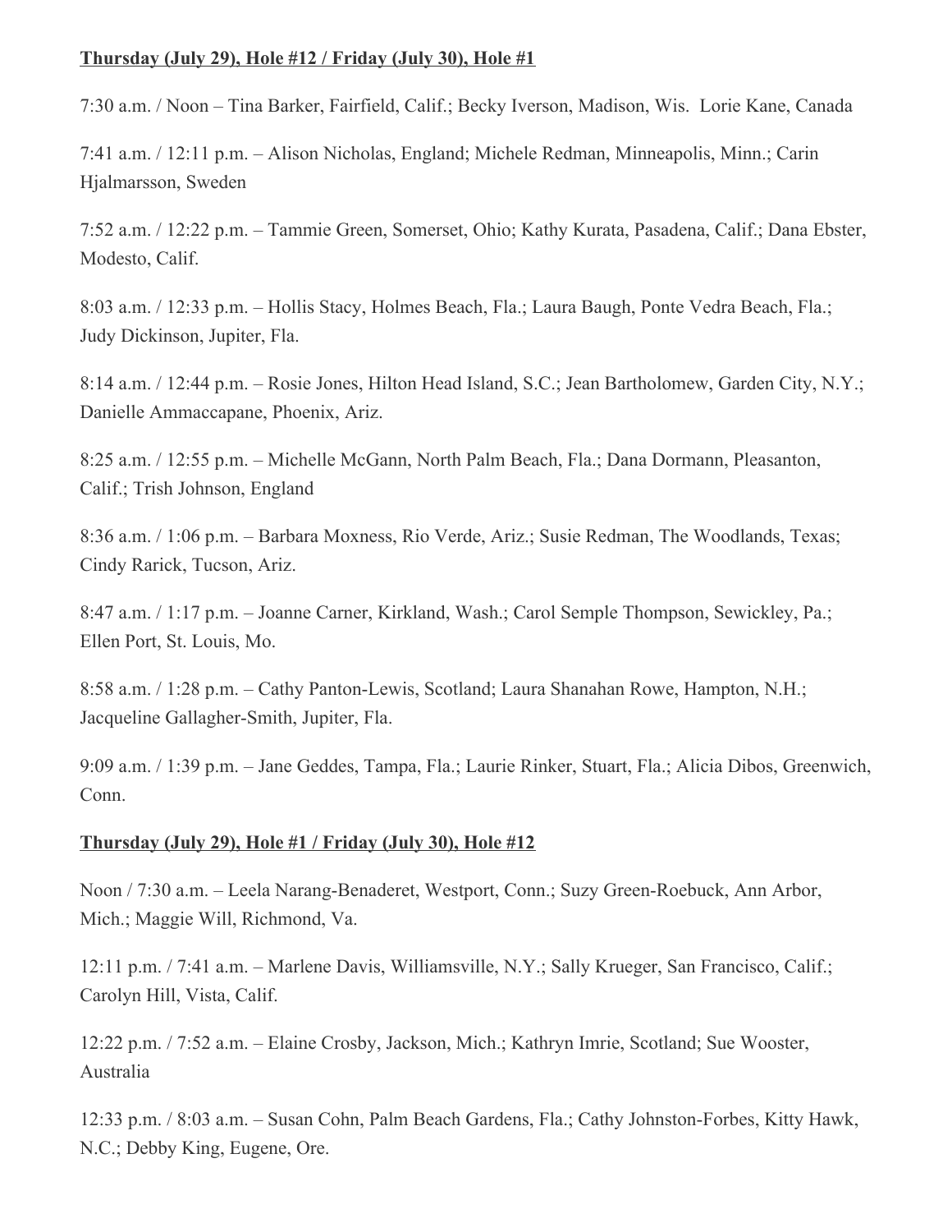**Thursday (July 29), Hole #12 / Friday (July 30), Hole #1**

7:30 a.m. / Noon – Tina Barker, Fairfield, Calif.; Becky Iverson, Madison, Wis.  Lorie Kane, Canada

7:41 a.m. / 12:11 p.m. – Alison Nicholas, England; Michele Redman, Minneapolis, Minn.; Carin Hjalmarsson, Sweden

7:52 a.m. / 12:22 p.m. – Tammie Green, Somerset, Ohio; Kathy Kurata, Pasadena, Calif.; Dana Ebster, Modesto, Calif.

8:03 a.m. / 12:33 p.m. – Hollis Stacy, Holmes Beach, Fla.; Laura Baugh, Ponte Vedra Beach, Fla.; Judy Dickinson, Jupiter, Fla.

8:14 a.m. / 12:44 p.m. – Rosie Jones, Hilton Head Island, S.C.; Jean Bartholomew, Garden City, N.Y.; Danielle Ammaccapane, Phoenix, Ariz.

8:25 a.m. / 12:55 p.m. – Michelle McGann, North Palm Beach, Fla.; Dana Dormann, Pleasanton, Calif.; Trish Johnson, England

8:36 a.m. / 1:06 p.m. – Barbara Moxness, Rio Verde, Ariz.; Susie Redman, The Woodlands, Texas; Cindy Rarick, Tucson, Ariz.

8:47 a.m. / 1:17 p.m. – Joanne Carner, Kirkland, Wash.; Carol Semple Thompson, Sewickley, Pa.; Ellen Port, St. Louis, Mo.

8:58 a.m. / 1:28 p.m. – Cathy Panton-Lewis, Scotland; Laura Shanahan Rowe, Hampton, N.H.; Jacqueline Gallagher-Smith, Jupiter, Fla.

9:09 a.m. / 1:39 p.m. – Jane Geddes, Tampa, Fla.; Laurie Rinker, Stuart, Fla.; Alicia Dibos, Greenwich, Conn.

**Thursday (July 29), Hole #1 / Friday (July 30), Hole #12**

Noon / 7:30 a.m. – Leela Narang-Benaderet, Westport, Conn.; Suzy Green-Roebuck, Ann Arbor, Mich.; Maggie Will, Richmond, Va.

12:11 p.m. / 7:41 a.m. – Marlene Davis, Williamsville, N.Y.; Sally Krueger, San Francisco, Calif.; Carolyn Hill, Vista, Calif.

12:22 p.m. / 7:52 a.m. – Elaine Crosby, Jackson, Mich.; Kathryn Imrie, Scotland; Sue Wooster, Australia

12:33 p.m. / 8:03 a.m. – Susan Cohn, Palm Beach Gardens, Fla.; Cathy Johnston-Forbes, Kitty Hawk, N.C.; Debby King, Eugene, Ore.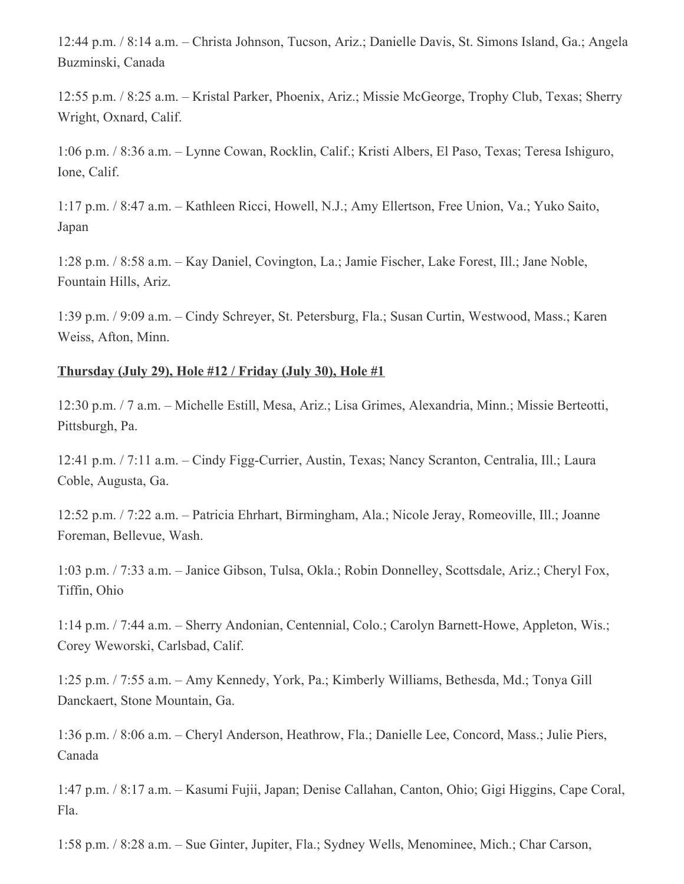12:44 p.m. / 8:14 a.m. – Christa Johnson, Tucson, Ariz.; Danielle Davis, St. Simons Island, Ga.; Angela Buzminski, Canada

12:55 p.m. / 8:25 a.m. – Kristal Parker, Phoenix, Ariz.; Missie McGeorge, Trophy Club, Texas; Sherry Wright, Oxnard, Calif.

1:06 p.m. / 8:36 a.m. – Lynne Cowan, Rocklin, Calif.; Kristi Albers, El Paso, Texas; Teresa Ishiguro, Ione, Calif.

1:17 p.m. / 8:47 a.m. – Kathleen Ricci, Howell, N.J.; Amy Ellertson, Free Union, Va.; Yuko Saito, Japan

1:28 p.m. / 8:58 a.m. – Kay Daniel, Covington, La.; Jamie Fischer, Lake Forest, Ill.; Jane Noble, Fountain Hills, Ariz.

1:39 p.m. / 9:09 a.m. – Cindy Schreyer, St. Petersburg, Fla.; Susan Curtin, Westwood, Mass.; Karen Weiss, Afton, Minn.

**Thursday (July 29), Hole #12 / Friday (July 30), Hole #1**

12:30 p.m. / 7 a.m. – Michelle Estill, Mesa, Ariz.; Lisa Grimes, Alexandria, Minn.; Missie Berteotti, Pittsburgh, Pa.

12:41 p.m. / 7:11 a.m. – Cindy Figg-Currier, Austin, Texas; Nancy Scranton, Centralia, Ill.; Laura Coble, Augusta, Ga.

12:52 p.m. / 7:22 a.m. – Patricia Ehrhart, Birmingham, Ala.; Nicole Jeray, Romeoville, Ill.; Joanne Foreman, Bellevue, Wash.

1:03 p.m. / 7:33 a.m. – Janice Gibson, Tulsa, Okla.; Robin Donnelley, Scottsdale, Ariz.; Cheryl Fox, Tiffin, Ohio

1:14 p.m. / 7:44 a.m. – Sherry Andonian, Centennial, Colo.; Carolyn Barnett-Howe, Appleton, Wis.; Corey Weworski, Carlsbad, Calif.

1:25 p.m. / 7:55 a.m. – Amy Kennedy, York, Pa.; Kimberly Williams, Bethesda, Md.; Tonya Gill Danckaert, Stone Mountain, Ga.

1:36 p.m. / 8:06 a.m. – Cheryl Anderson, Heathrow, Fla.; Danielle Lee, Concord, Mass.; Julie Piers, Canada

1:47 p.m. / 8:17 a.m. – Kasumi Fujii, Japan; Denise Callahan, Canton, Ohio; Gigi Higgins, Cape Coral, Fla.

1:58 p.m. / 8:28 a.m. – Sue Ginter, Jupiter, Fla.; Sydney Wells, Menominee, Mich.; Char Carson,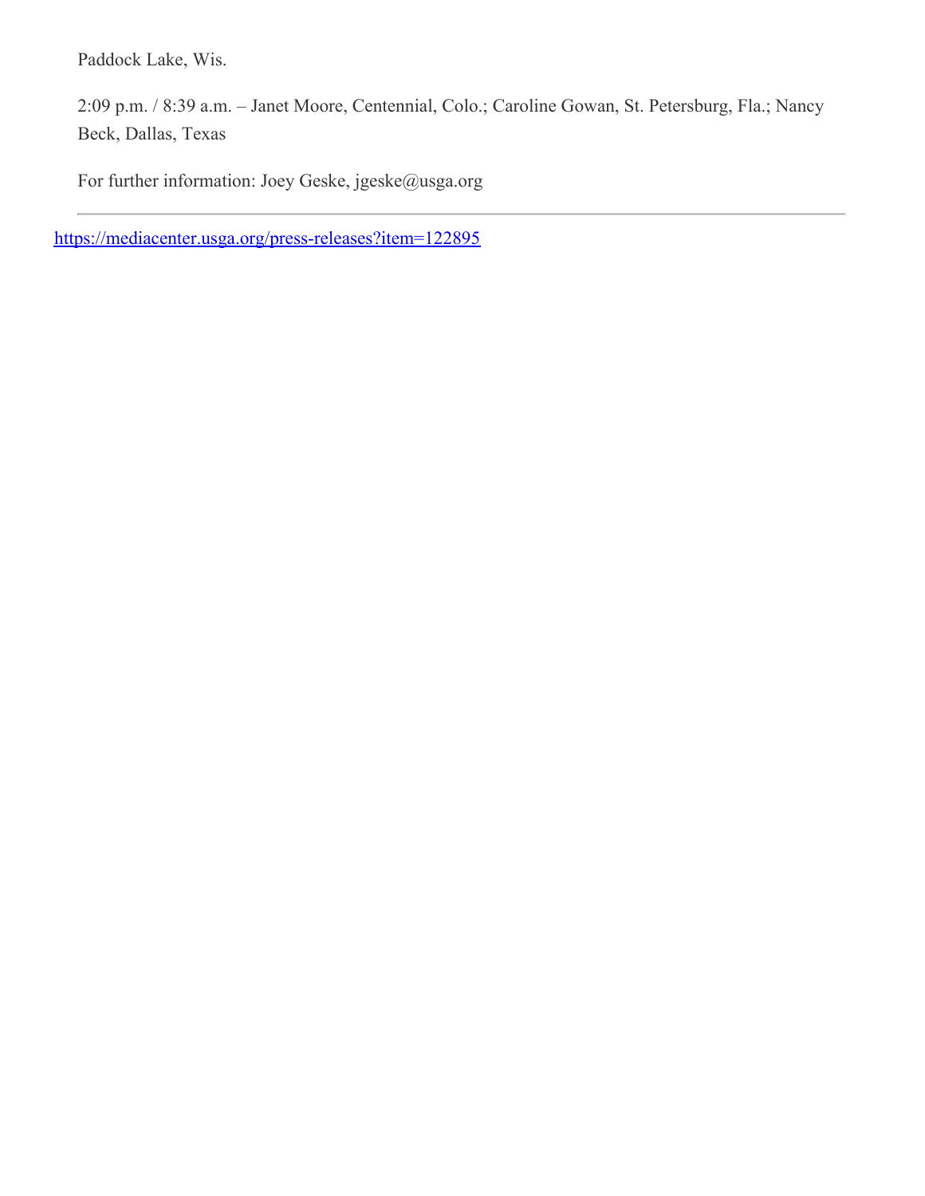Paddock Lake, Wis.

2:09 p.m. / 8:39 a.m. – Janet Moore, Centennial, Colo.; Caroline Gowan, St. Petersburg, Fla.; Nancy Beck, Dallas, Texas

For further information: Joey Geske, jgeske@usga.org

---

https://mediacenter.usga.org/press-releases?item=122895